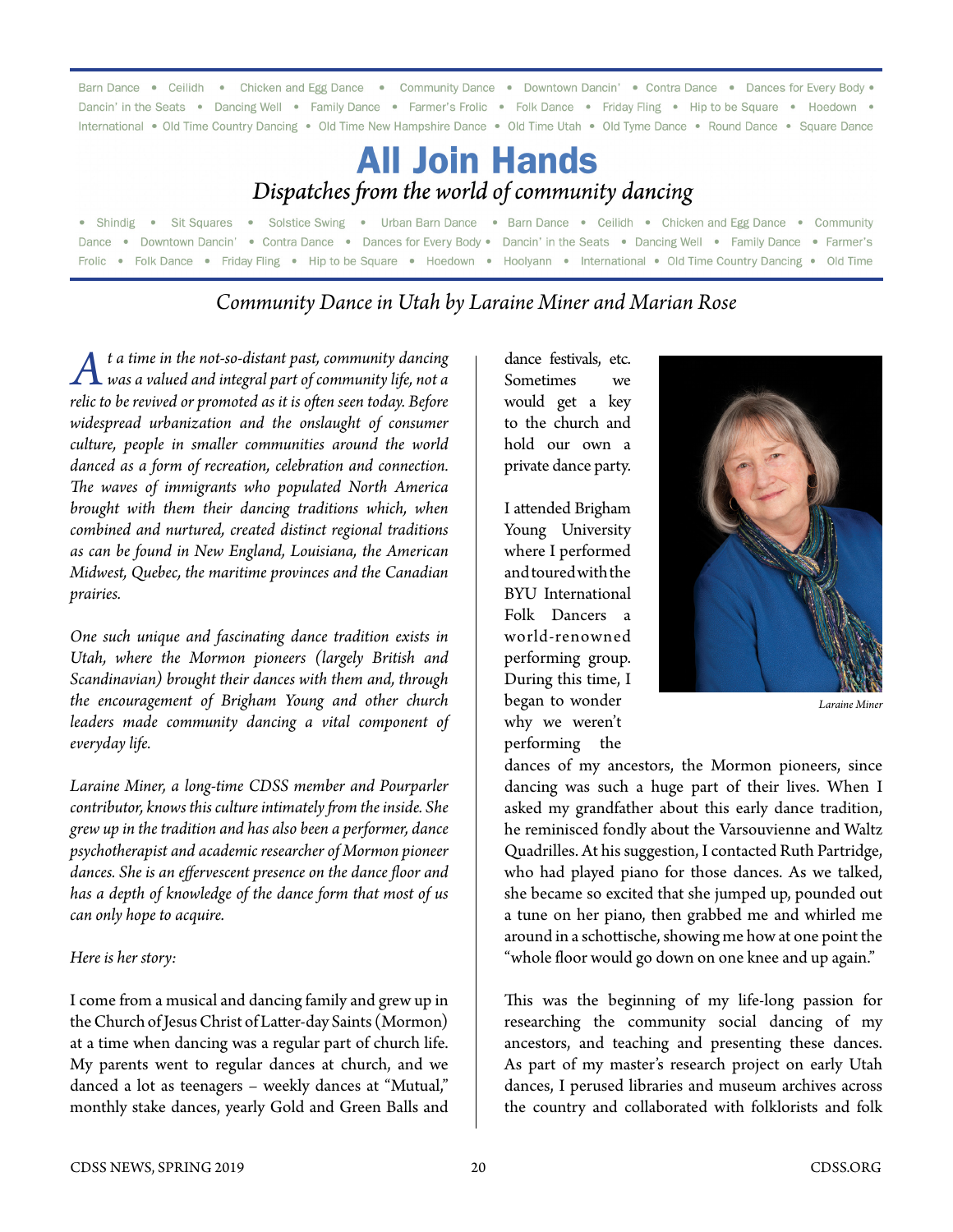Barn Dance • Ceilidh • Chicken and Egg Dance • Community Dance • Downtown Dancin' • Contra Dance • Dances for Every Body • Dancin' in the Seats • Dancing Well • Family Dance • Farmer's Frolic • Folk Dance • Friday Fling • Hip to be Square • Hoedown • International • Old Time Country Dancing • Old Time New Hampshire Dance • Old Time Utah • Old Tyme Dance • Round Dance • Square Dance

# All Join Hands

*Dispatches from the world of community dancing*

• Shindig • Sit Squares • Solstice Swing • Urban Barn Dance • Barn Dance • Ceilidh • Chicken and Egg Dance • Community Dance • Downtown Dancin' • Contra Dance • Dances for Every Body • Dancin' in the Seats • Dancing Well • Family Dance • Farmer's Frolic • Folk Dance • Friday Fling • Hip to be Square • Hoedown • Hoolyann • International • Old Time Country Dancing • Old Time

## *Community Dance in Utah by Laraine Miner and Marian Rose*

*At a time in the not-so-distant past, community dancing was a valued and integral part of community life, not a relic to be revived or promoted as it is often seen today. Before widespread urbanization and the onslaught of consumer culture, people in smaller communities around the world danced as a form of recreation, celebration and connection. The waves of immigrants who populated North America brought with them their dancing traditions which, when combined and nurtured, created distinct regional traditions as can be found in New England, Louisiana, the American Midwest, Quebec, the maritime provinces and the Canadian prairies.*

*One such unique and fascinating dance tradition exists in Utah, where the Mormon pioneers (largely British and Scandinavian) brought their dances with them and, through the encouragement of Brigham Young and other church leaders made community dancing a vital component of everyday life.*

*Laraine Miner, a long-time CDSS member and Pourparler contributor, knows this culture intimately from the inside. She grew up in the tradition and has also been a performer, dance psychotherapist and academic researcher of Mormon pioneer dances. She is an effervescent presence on the dance floor and has a depth of knowledge of the dance form that most of us can only hope to acquire.*

*Here is her story:*

I come from a musical and dancing family and grew up in the Church of Jesus Christ of Latter-day Saints (Mormon) at a time when dancing was a regular part of church life. My parents went to regular dances at church, and we danced a lot as teenagers – weekly dances at "Mutual," monthly stake dances, yearly Gold and Green Balls and dance festivals, etc. Sometimes we would get a key to the church and hold our own a private dance party.

Laraine Miner

I attended Brigham Young University where I performed and toured with the BYU International Folk Dancers a world-renowned performing group. During this time, I began to wonder why we weren't performing the dances of my ancestors, the Mormon pioneers, since dancing was such a huge part of their lives. When I asked my grandfather about this early dance tradition, he reminisced fondly about the Varsouvienne and Waltz Quadrilles. At his suggestion, I contacted Ruth Partridge, who had played piano for those dances. As we talked, she became so excited that she jumped up, pounded out a tune on her piano, then grabbed me and whirled me around in a schottische, showing me how at one point the "whole floor would go down on one knee and up again."

This was the beginning of my life-long passion for researching the community social dancing of my ancestors, and teaching and presenting these dances. As part of my master's research project on early Utah dances, I perused libraries and museum archives across the country and collaborated with folklorists and folk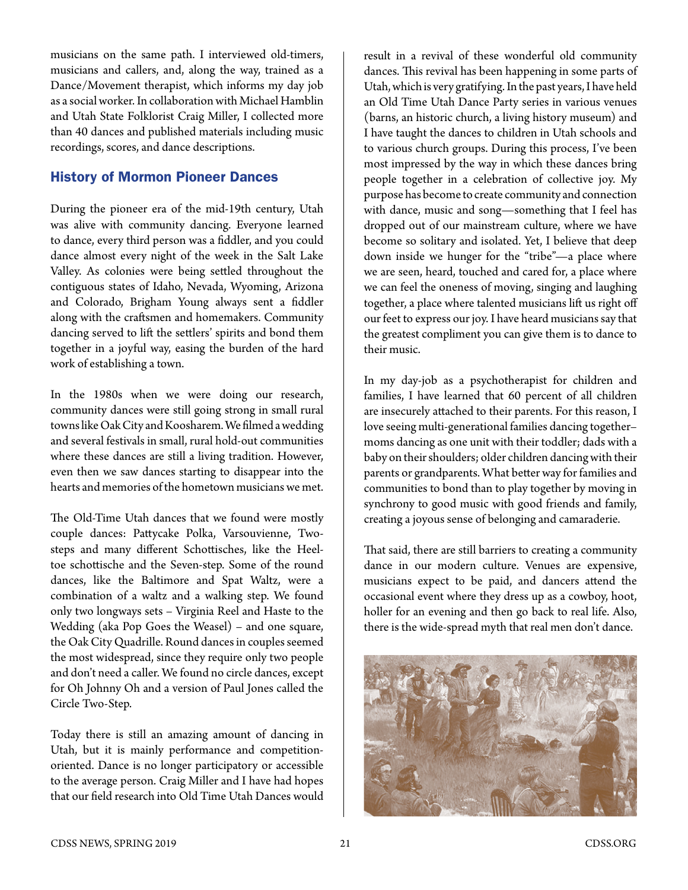musicians on the same path. I interviewed old-timers, musicians and callers, and, along the way, trained as a Dance/Movement therapist, which informs my day job as a social worker. In collaboration with Michael Hamblin and Utah State Folklorist Craig Miller, I collected more than 40 dances and published materials including music recordings, scores, and dance descriptions.

## History of Mormon Pioneer Dances

During the pioneer era of the mid-19th century, Utah was alive with community dancing. Everyone learned to dance, every third person was a fiddler, and you could dance almost every night of the week in the Salt Lake Valley. As colonies were being settled throughout the contiguous states of Idaho, Nevada, Wyoming, Arizona and Colorado, Brigham Young always sent a fiddler along with the craftsmen and homemakers. Community dancing served to lift the settlers' spirits and bond them together in a joyful way, easing the burden of the hard work of establishing a town.

In the 1980s when we were doing our research, community dances were still going strong in small rural towns like Oak City and Koosharem. We filmed a wedding and several festivals in small, rural hold-out communities where these dances are still a living tradition. However, even then we saw dances starting to disappear into the hearts and memories of the hometown musicians we met.

The Old-Time Utah dances that we found were mostly couple dances: Pattycake Polka, Varsouvienne, Two-steps and many different Schottisches, like the Heel-toe schottische and the Seven-step. Some of the round dances, like the Baltimore and Spat Waltz, were a combination of a waltz and a walking step. We found only two longways sets – Virginia Reel and Haste to the Wedding (aka Pop Goes the Weasel) – and one square, the Oak City Quadrille. Round dances in couples seemed the most widespread, since they require only two people and don't need a caller. We found no circle dances, except for Oh Johnny Oh and a version of Paul Jones called the Circle Two-Step.

Today there is still an amazing amount of dancing in Utah, but it is mainly performance and competition-oriented. Dance is no longer participatory or accessible to the average person. Craig Miller and I have had hopes that our field research into Old Time Utah Dances would result in a revival of these wonderful old community dances. This revival has been happening in some parts of Utah, which is very gratifying. In the past years, I have held an Old Time Utah Dance Party series in various venues (barns, an historic church, a living history museum) and I have taught the dances to children in Utah schools and to various church groups. During this process, I've been most impressed by the way in which these dances bring people together in a celebration of collective joy. My purpose has become to create community and connection with dance, music and song—something that I feel has dropped out of our mainstream culture, where we have become so solitary and isolated. Yet, I believe that deep down inside we hunger for the "tribe"—a place where we are seen, heard, touched and cared for, a place where we can feel the oneness of moving, singing and laughing together, a place where talented musicians lift us right off our feet to express our joy. I have heard musicians say that the greatest compliment you can give them is to dance to their music.

In my day-job as a psychotherapist for children and families, I have learned that 60 percent of all children are insecurely attached to their parents. For this reason, I love seeing multi-generational families dancing together–moms dancing as one unit with their toddler; dads with a baby on their shoulders; older children dancing with their parents or grandparents. What better way for families and communities to bond than to play together by moving in synchrony to good music with good friends and family, creating a joyous sense of belonging and camaraderie.

That said, there are still barriers to creating a community dance in our modern culture. Venues are expensive, musicians expect to be paid, and dancers attend the occasional event where they dress up as a cowboy, hoot, holler for an evening and then go back to real life. Also, there is the wide-spread myth that real men don't dance.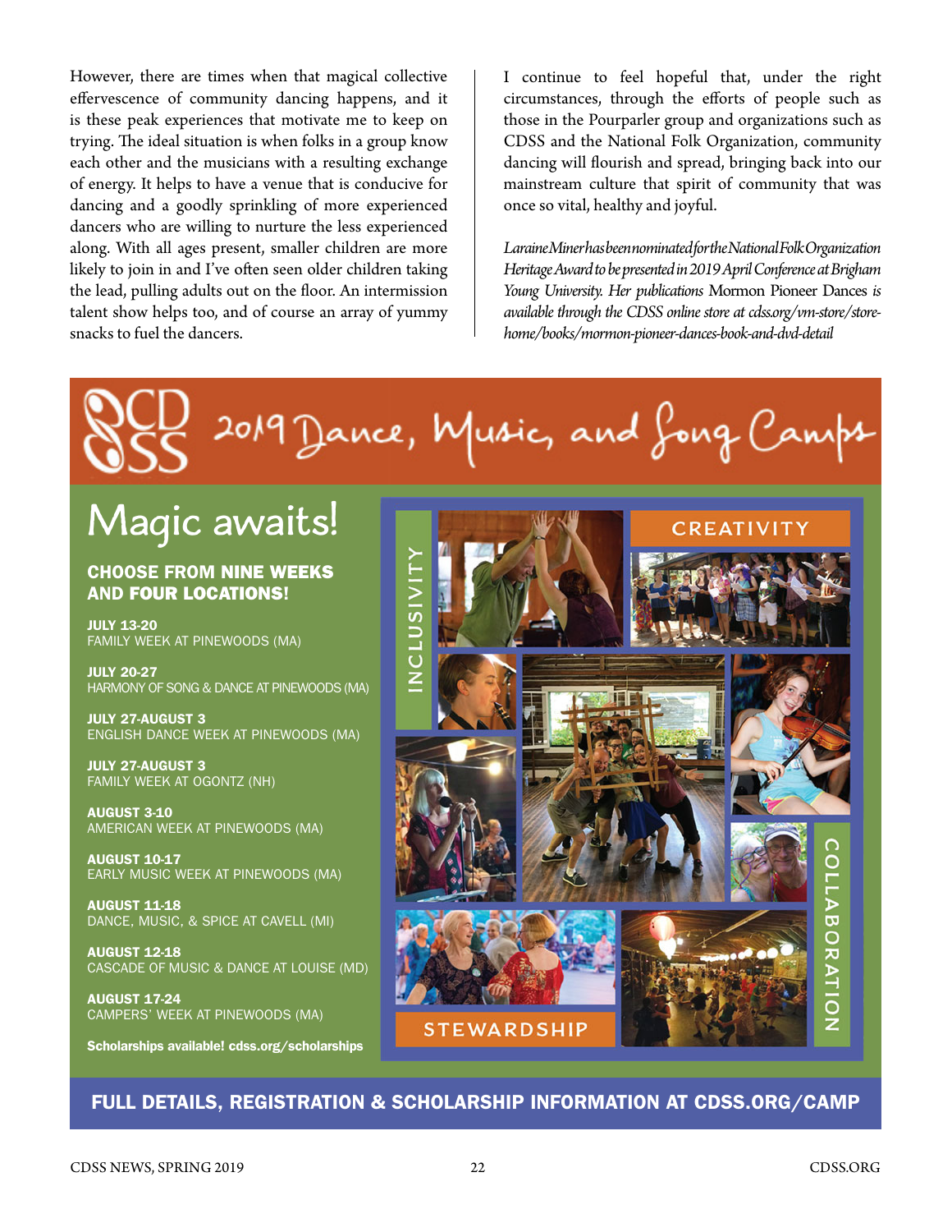However, there are times when that magical collective effervescence of community dancing happens, and it is these peak experiences that motivate me to keep on trying. The ideal situation is when folks in a group know each other and the musicians with a resulting exchange of energy. It helps to have a venue that is conducive for dancing and a goodly sprinkling of more experienced dancers who are willing to nurture the less experienced along. With all ages present, smaller children are more likely to join in and I've often seen older children taking the lead, pulling adults out on the floor. An intermission talent show helps too, and of course an array of yummy snacks to fuel the dancers.

I continue to feel hopeful that, under the right circumstances, through the efforts of people such as those in the Pourparler group and organizations such as CDSS and the National Folk Organization, community dancing will flourish and spread, bringing back into our mainstream culture that spirit of community that was once so vital, healthy and joyful.

*Laraine Miner has been nominated for the National Folk Organization Heritage Award to be presented in 2019 April Conference at Brigham Young University. Her publications* Mormon Pioneer Dances *is available through the CDSS online store at cdss.org/vm-store/store-home/books/mormon-pioneer-dances-book-and-dvd-detail*

# CDSS 2019 Dance, Music, and Song Camps

## Magic awaits!

**CHOOSE FROM NINE WEEKS AND FOUR LOCATIONS!**

**JULY 13-20**
FAMILY WEEK AT PINEWOODS (MA)

**JULY 20-27**
HARMONY OF SONG & DANCE AT PINEWOODS (MA)

**JULY 27-AUGUST 3**
ENGLISH DANCE WEEK AT PINEWOODS (MA)

**JULY 27-AUGUST 3**
FAMILY WEEK AT OGONTZ (NH)

**AUGUST 3-10**
AMERICAN WEEK AT PINEWOODS (MA)

**AUGUST 10-17**
EARLY MUSIC WEEK AT PINEWOODS (MA)

**AUGUST 11-18**
DANCE, MUSIC, & SPICE AT CAVELL (MI)

**AUGUST 12-18**
CASCADE OF MUSIC & DANCE AT LOUISE (MD)

**AUGUST 17-24**
CAMPERS' WEEK AT PINEWOODS (MA)

**Scholarships available! cdss.org/scholarships**

INCLUSIVITY · CREATIVITY · COLLABORATION · STEWARDSHIP

**FULL DETAILS, REGISTRATION & SCHOLARSHIP INFORMATION AT CDSS.ORG/CAMP**